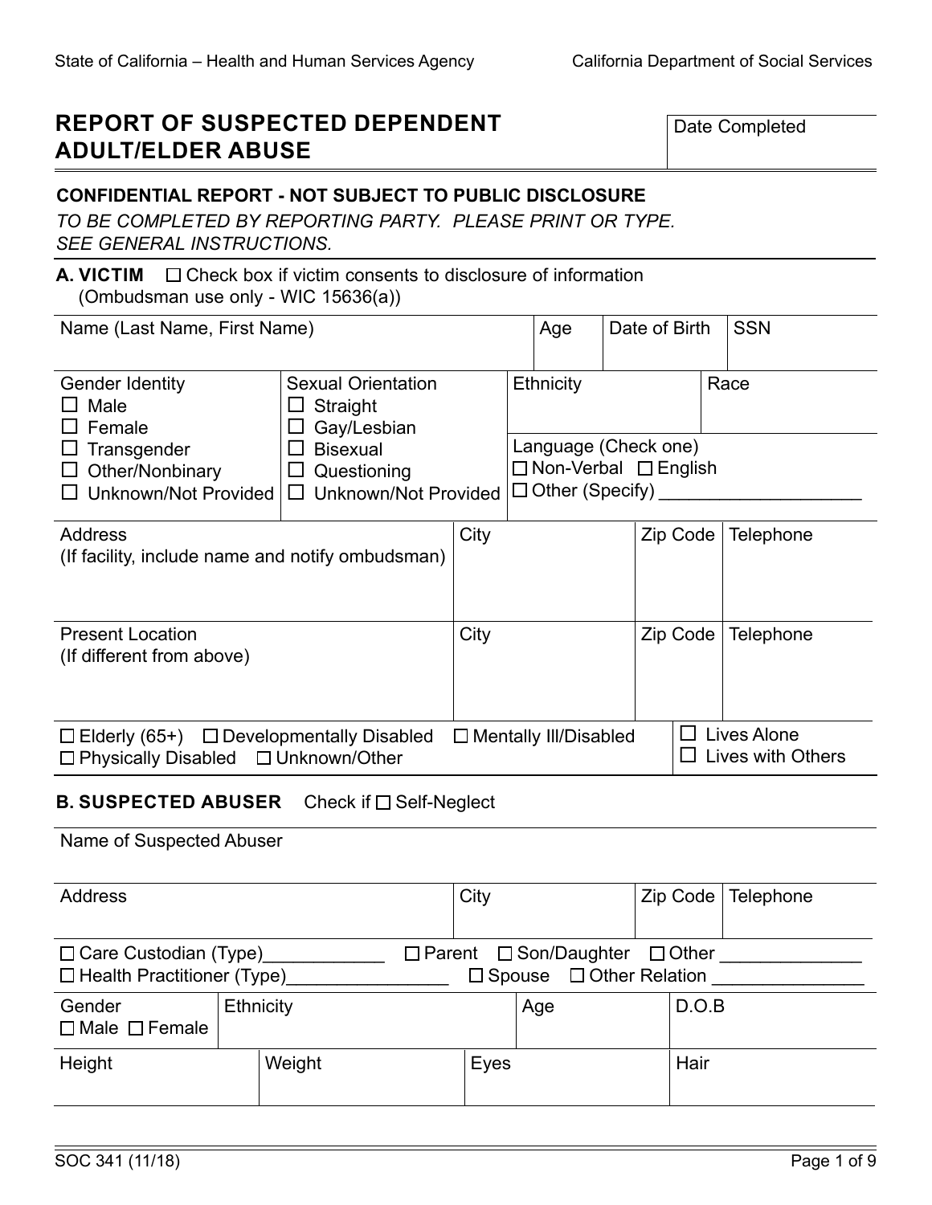State of California – Health and Human Services Agency — California Department of Social Services

# REPORT OF SUSPECTED DEPENDENT ADULT/ELDER ABUSE

| Date Completed |
|---|
| |

**CONFIDENTIAL REPORT - NOT SUBJECT TO PUBLIC DISCLOSURE**

*TO BE COMPLETED BY REPORTING PARTY. PLEASE PRINT OR TYPE. SEE GENERAL INSTRUCTIONS.*

## A. VICTIM

☐ Check box if victim consents to disclosure of information (Ombudsman use only - WIC 15636(a))

| Name (Last Name, First Name) | Age | Date of Birth | SSN |
|---|---|---|---|
| | | | |

| Gender Identity | Sexual Orientation | Ethnicity | Race |
|---|---|---|---|
| ☐ Male<br>☐ Female<br>☐ Transgender<br>☐ Other/Nonbinary<br>☐ Unknown/Not Provided | ☐ Straight<br>☐ Gay/Lesbian<br>☐ Bisexual<br>☐ Questioning<br>☐ Unknown/Not Provided | Language (Check one)<br>☐ Non-Verbal ☐ English<br>☐ Other (Specify) ____________________ | |

| Address (If facility, include name and notify ombudsman) | City | Zip Code | Telephone |
|---|---|---|---|
| | | | |
| **Present Location (If different from above)** | **City** | **Zip Code** | **Telephone** |
| | | | |

| | |
|---|---|
| ☐ Elderly (65+) ☐ Developmentally Disabled ☐ Mentally Ill/Disabled<br>☐ Physically Disabled ☐ Unknown/Other | ☐ Lives Alone<br>☐ Lives with Others |

## B. SUSPECTED ABUSER

Check if ☐ Self-Neglect

| Name of Suspected Abuser |
|---|
| |

| Address | City | Zip Code | Telephone |
|---|---|---|---|
| | | | |

☐ Care Custodian (Type)____________ ☐ Parent ☐ Son/Daughter ☐ Other ______________
☐ Health Practitioner (Type)________________ ☐ Spouse ☐ Other Relation _______________

| Gender | Ethnicity | Age | D.O.B |
|---|---|---|---|
| ☐ Male ☐ Female | | | |

| Height | Weight | Eyes | Hair |
|---|---|---|---|
| | | | |

SOC 341 (11/18)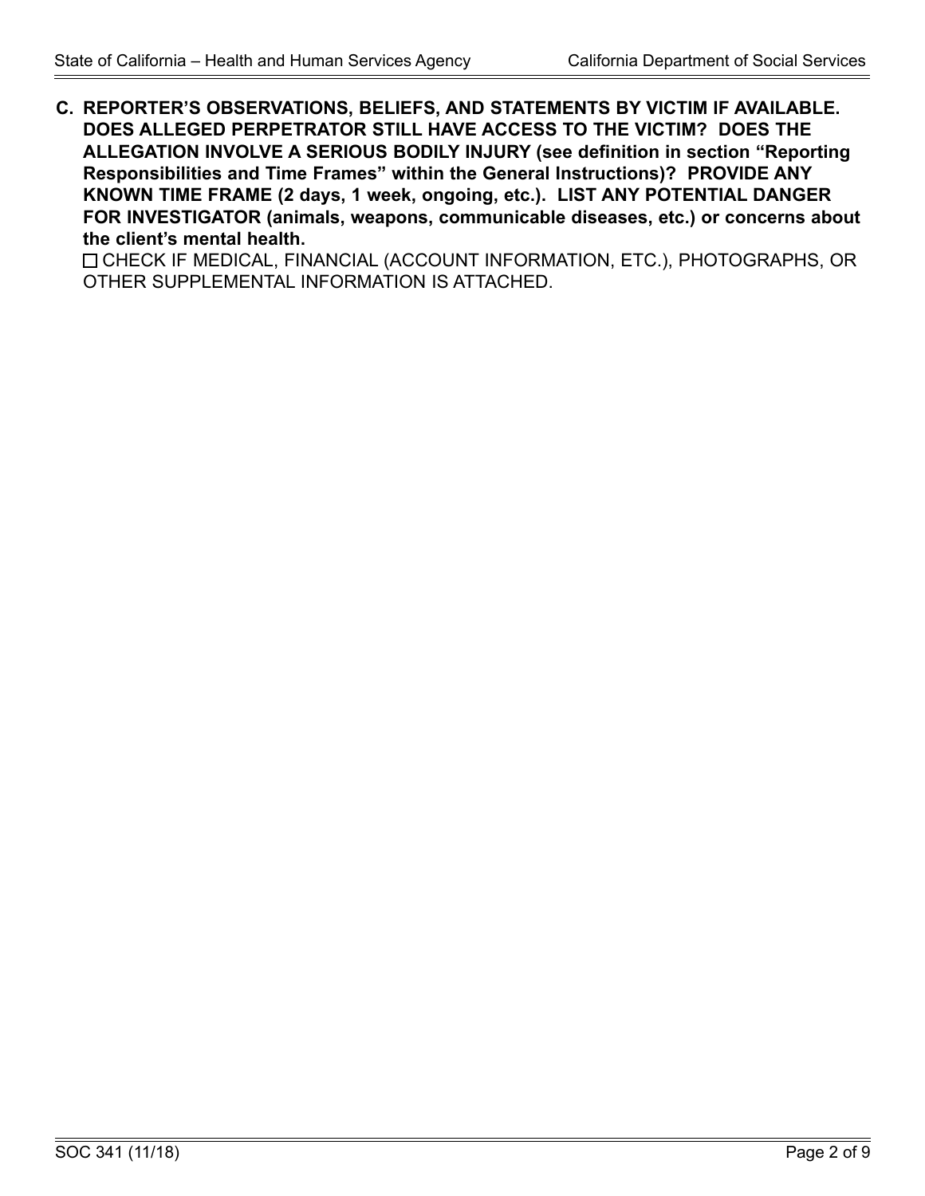**C. REPORTER'S OBSERVATIONS, BELIEFS, AND STATEMENTS BY VICTIM IF AVAILABLE. DOES ALLEGED PERPETRATOR STILL HAVE ACCESS TO THE VICTIM? DOES THE ALLEGATION INVOLVE A SERIOUS BODILY INJURY (see definition in section "Reporting Responsibilities and Time Frames" within the General Instructions)? PROVIDE ANY KNOWN TIME FRAME (2 days, 1 week, ongoing, etc.). LIST ANY POTENTIAL DANGER FOR INVESTIGATOR (animals, weapons, communicable diseases, etc.) or concerns about the client's mental health.**

☐ CHECK IF MEDICAL, FINANCIAL (ACCOUNT INFORMATION, ETC.), PHOTOGRAPHS, OR OTHER SUPPLEMENTAL INFORMATION IS ATTACHED.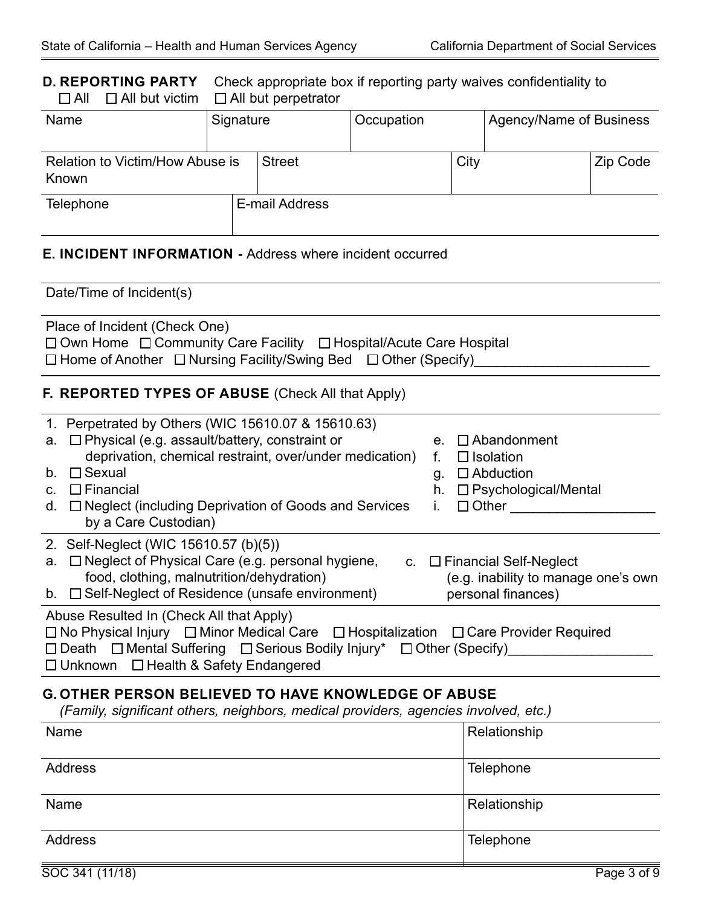## D. REPORTING PARTY

Check appropriate box if reporting party waives confidentiality to
☐ All ☐ All but victim ☐ All but perpetrator

| Name | Signature | Occupation | Agency/Name of Business |
|---|---|---|---|
| | | | |

| Relation to Victim/How Abuse is Known | Street | City | Zip Code |
|---|---|---|---|
| | | | |

| Telephone | E-mail Address |
|---|---|
| | |

## E. INCIDENT INFORMATION - Address where incident occurred

Date/Time of Incident(s)

Place of Incident (Check One)
☐ Own Home ☐ Community Care Facility ☐ Hospital/Acute Care Hospital
☐ Home of Another ☐ Nursing Facility/Swing Bed ☐ Other (Specify)______________________

## F. REPORTED TYPES OF ABUSE (Check All that Apply)

1. Perpetrated by Others (WIC 15610.07 & 15610.63)
   - a. ☐ Physical (e.g. assault/battery, constraint or deprivation, chemical restraint, over/under medication)
   - b. ☐ Sexual
   - c. ☐ Financial
   - d. ☐ Neglect (including Deprivation of Goods and Services by a Care Custodian)
   - e. ☐ Abandonment
   - f. ☐ Isolation
   - g. ☐ Abduction
   - h. ☐ Psychological/Mental
   - i. ☐ Other ___________________

2. Self-Neglect (WIC 15610.57 (b)(5))
   - a. ☐ Neglect of Physical Care (e.g. personal hygiene, food, clothing, malnutrition/dehydration)
   - b. ☐ Self-Neglect of Residence (unsafe environment)
   - c. ☐ Financial Self-Neglect (e.g. inability to manage one's own personal finances)

Abuse Resulted In (Check All that Apply)
☐ No Physical Injury ☐ Minor Medical Care ☐ Hospitalization ☐ Care Provider Required
☐ Death ☐ Mental Suffering ☐ Serious Bodily Injury* ☐ Other (Specify)__________________
☐ Unknown ☐ Health & Safety Endangered

## G. OTHER PERSON BELIEVED TO HAVE KNOWLEDGE OF ABUSE

*(Family, significant others, neighbors, medical providers, agencies involved, etc.)*

| Name | Relationship |
|---|---|
| Address | Telephone |
| Name | Relationship |
| Address | Telephone |

SOC 341 (11/18)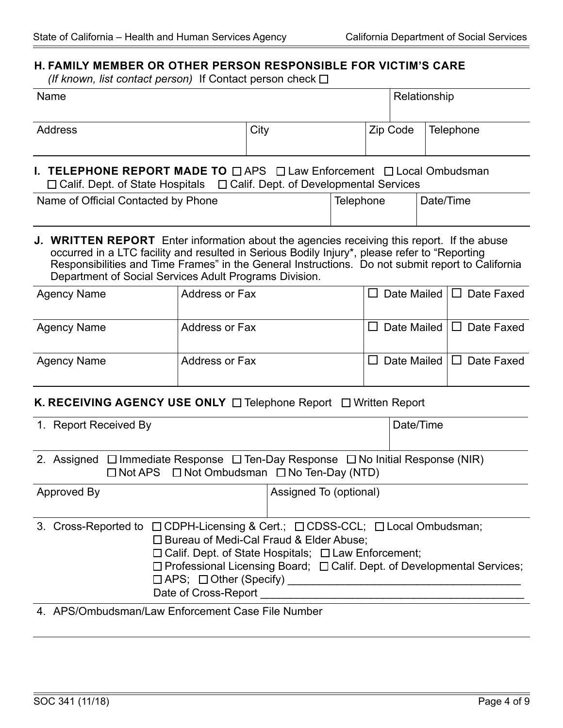## H. FAMILY MEMBER OR OTHER PERSON RESPONSIBLE FOR VICTIM'S CARE

*(If known, list contact person)* If Contact person check ☐

| Name | | | Relationship |
|---|---|---|---|
| Address | City | Zip Code | Telephone |

## I. TELEPHONE REPORT MADE TO ☐ APS ☐ Law Enforcement ☐ Local Ombudsman ☐ Calif. Dept. of State Hospitals ☐ Calif. Dept. of Developmental Services

| Name of Official Contacted by Phone | Telephone | Date/Time |
|---|---|---|
| | | |

## J. WRITTEN REPORT

Enter information about the agencies receiving this report. If the abuse occurred in a LTC facility and resulted in Serious Bodily Injury*, please refer to "Reporting Responsibilities and Time Frames" in the General Instructions. Do not submit report to California Department of Social Services Adult Programs Division.

| Agency Name | Address or Fax | ☐ Date Mailed | ☐ Date Faxed |
|---|---|---|---|
| Agency Name | Address or Fax | ☐ Date Mailed | ☐ Date Faxed |
| Agency Name | Address or Fax | ☐ Date Mailed | ☐ Date Faxed |

## K. RECEIVING AGENCY USE ONLY ☐ Telephone Report ☐ Written Report

| 1. Report Received By | Date/Time |
|---|---|
| | |

2. Assigned ☐ Immediate Response ☐ Ten-Day Response ☐ No Initial Response (NIR) ☐ Not APS ☐ Not Ombudsman ☐ No Ten-Day (NTD)

| Approved By | Assigned To (optional) |
|---|---|
| | |

3. Cross-Reported to ☐ CDPH-Licensing & Cert.; ☐ CDSS-CCL; ☐ Local Ombudsman; ☐ Bureau of Medi-Cal Fraud & Elder Abuse; ☐ Calif. Dept. of State Hospitals; ☐ Law Enforcement; ☐ Professional Licensing Board; ☐ Calif. Dept. of Developmental Services; ☐ APS; ☐ Other (Specify) ______________________________________

Date of Cross-Report ______________________________________

4. APS/Ombudsman/Law Enforcement Case File Number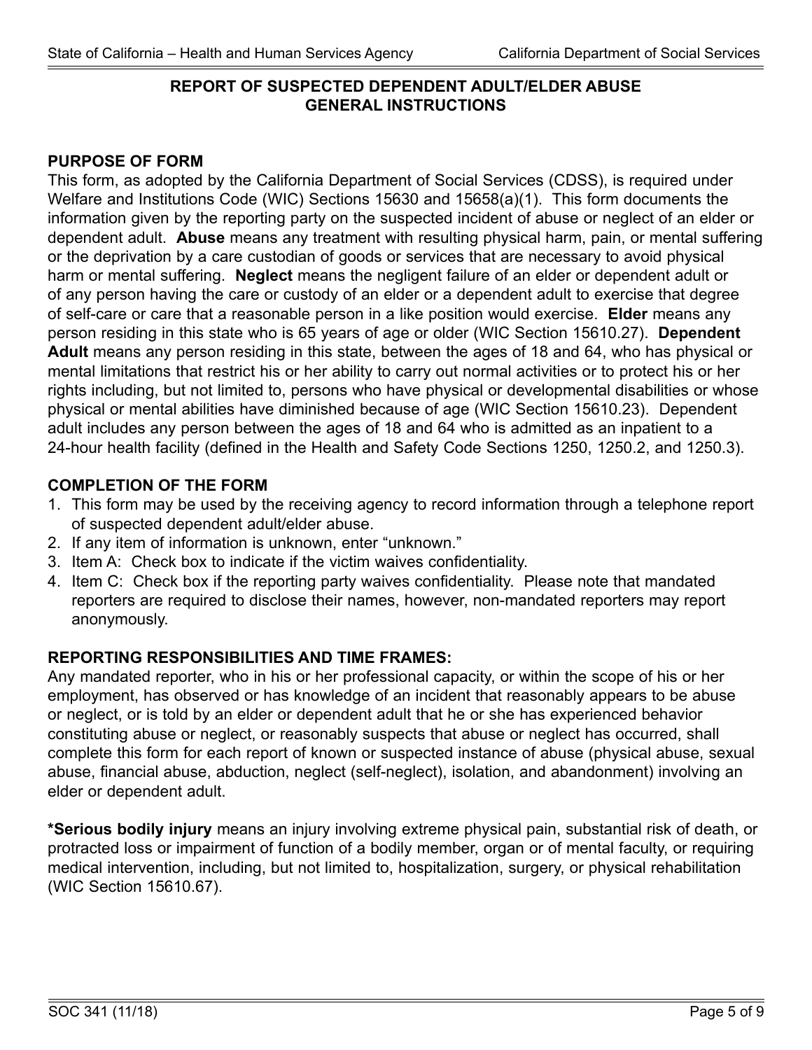## REPORT OF SUSPECTED DEPENDENT ADULT/ELDER ABUSE GENERAL INSTRUCTIONS

### PURPOSE OF FORM

This form, as adopted by the California Department of Social Services (CDSS), is required under Welfare and Institutions Code (WIC) Sections 15630 and 15658(a)(1). This form documents the information given by the reporting party on the suspected incident of abuse or neglect of an elder or dependent adult. **Abuse** means any treatment with resulting physical harm, pain, or mental suffering or the deprivation by a care custodian of goods or services that are necessary to avoid physical harm or mental suffering. **Neglect** means the negligent failure of an elder or dependent adult or of any person having the care or custody of an elder or a dependent adult to exercise that degree of self-care or care that a reasonable person in a like position would exercise. **Elder** means any person residing in this state who is 65 years of age or older (WIC Section 15610.27). **Dependent Adult** means any person residing in this state, between the ages of 18 and 64, who has physical or mental limitations that restrict his or her ability to carry out normal activities or to protect his or her rights including, but not limited to, persons who have physical or developmental disabilities or whose physical or mental abilities have diminished because of age (WIC Section 15610.23). Dependent adult includes any person between the ages of 18 and 64 who is admitted as an inpatient to a 24-hour health facility (defined in the Health and Safety Code Sections 1250, 1250.2, and 1250.3).

### COMPLETION OF THE FORM

1. This form may be used by the receiving agency to record information through a telephone report of suspected dependent adult/elder abuse.
2. If any item of information is unknown, enter "unknown."
3. Item A: Check box to indicate if the victim waives confidentiality.
4. Item C: Check box if the reporting party waives confidentiality. Please note that mandated reporters are required to disclose their names, however, non-mandated reporters may report anonymously.

### REPORTING RESPONSIBILITIES AND TIME FRAMES:

Any mandated reporter, who in his or her professional capacity, or within the scope of his or her employment, has observed or has knowledge of an incident that reasonably appears to be abuse or neglect, or is told by an elder or dependent adult that he or she has experienced behavior constituting abuse or neglect, or reasonably suspects that abuse or neglect has occurred, shall complete this form for each report of known or suspected instance of abuse (physical abuse, sexual abuse, financial abuse, abduction, neglect (self-neglect), isolation, and abandonment) involving an elder or dependent adult.

**\*Serious bodily injury** means an injury involving extreme physical pain, substantial risk of death, or protracted loss or impairment of function of a bodily member, organ or of mental faculty, or requiring medical intervention, including, but not limited to, hospitalization, surgery, or physical rehabilitation (WIC Section 15610.67).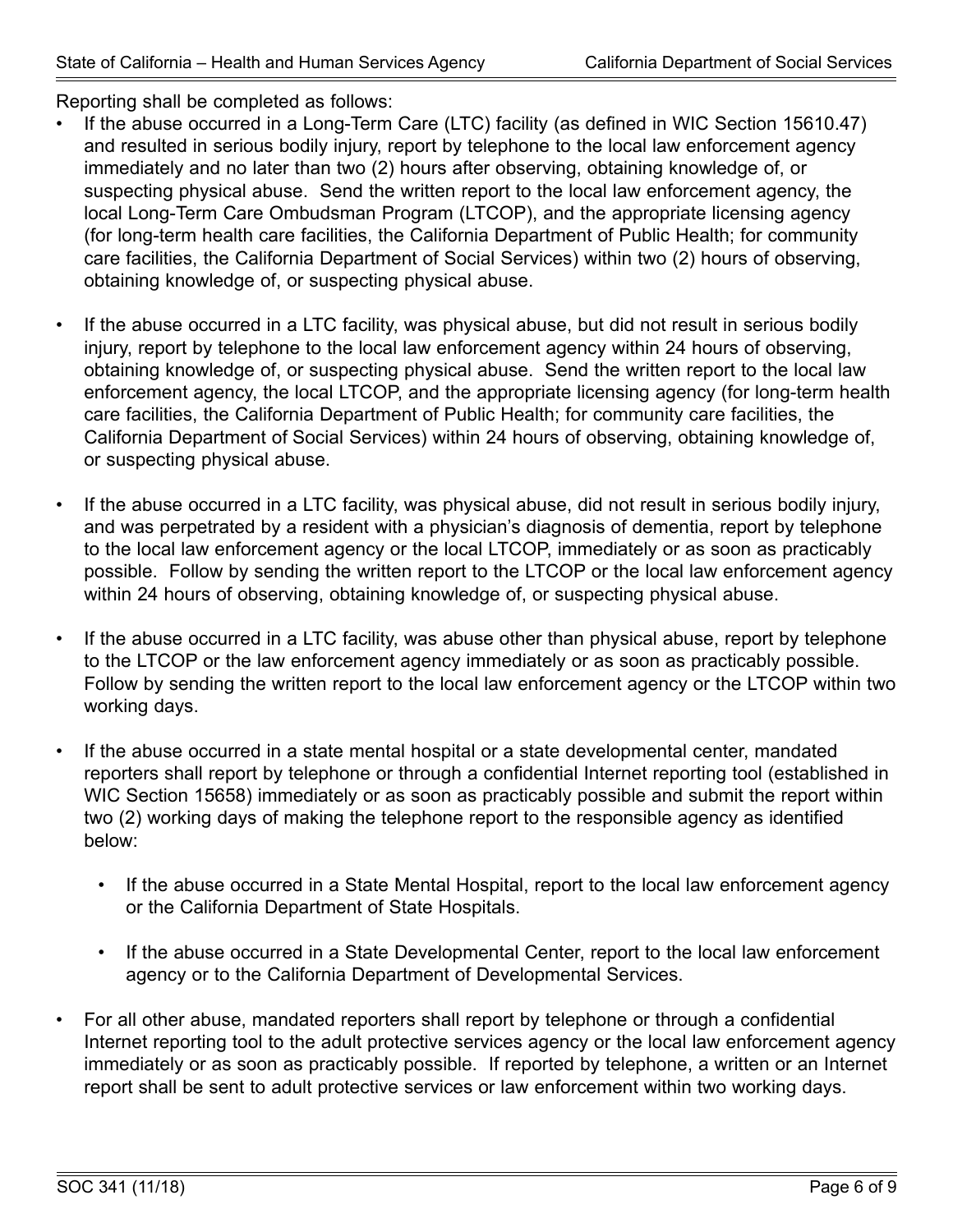Reporting shall be completed as follows:

- If the abuse occurred in a Long-Term Care (LTC) facility (as defined in WIC Section 15610.47) and resulted in serious bodily injury, report by telephone to the local law enforcement agency immediately and no later than two (2) hours after observing, obtaining knowledge of, or suspecting physical abuse. Send the written report to the local law enforcement agency, the local Long-Term Care Ombudsman Program (LTCOP), and the appropriate licensing agency (for long-term health care facilities, the California Department of Public Health; for community care facilities, the California Department of Social Services) within two (2) hours of observing, obtaining knowledge of, or suspecting physical abuse.

- If the abuse occurred in a LTC facility, was physical abuse, but did not result in serious bodily injury, report by telephone to the local law enforcement agency within 24 hours of observing, obtaining knowledge of, or suspecting physical abuse. Send the written report to the local law enforcement agency, the local LTCOP, and the appropriate licensing agency (for long-term health care facilities, the California Department of Public Health; for community care facilities, the California Department of Social Services) within 24 hours of observing, obtaining knowledge of, or suspecting physical abuse.

- If the abuse occurred in a LTC facility, was physical abuse, did not result in serious bodily injury, and was perpetrated by a resident with a physician's diagnosis of dementia, report by telephone to the local law enforcement agency or the local LTCOP, immediately or as soon as practicably possible. Follow by sending the written report to the LTCOP or the local law enforcement agency within 24 hours of observing, obtaining knowledge of, or suspecting physical abuse.

- If the abuse occurred in a LTC facility, was abuse other than physical abuse, report by telephone to the LTCOP or the law enforcement agency immediately or as soon as practicably possible. Follow by sending the written report to the local law enforcement agency or the LTCOP within two working days.

- If the abuse occurred in a state mental hospital or a state developmental center, mandated reporters shall report by telephone or through a confidential Internet reporting tool (established in WIC Section 15658) immediately or as soon as practicably possible and submit the report within two (2) working days of making the telephone report to the responsible agency as identified below:

  - If the abuse occurred in a State Mental Hospital, report to the local law enforcement agency or the California Department of State Hospitals.

  - If the abuse occurred in a State Developmental Center, report to the local law enforcement agency or to the California Department of Developmental Services.

- For all other abuse, mandated reporters shall report by telephone or through a confidential Internet reporting tool to the adult protective services agency or the local law enforcement agency immediately or as soon as practicably possible. If reported by telephone, a written or an Internet report shall be sent to adult protective services or law enforcement within two working days.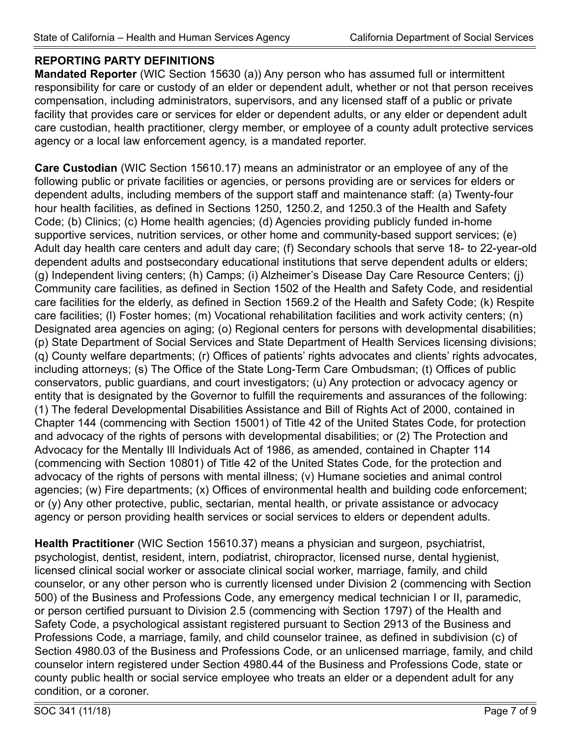## REPORTING PARTY DEFINITIONS

**Mandated Reporter** (WIC Section 15630 (a)) Any person who has assumed full or intermittent responsibility for care or custody of an elder or dependent adult, whether or not that person receives compensation, including administrators, supervisors, and any licensed staff of a public or private facility that provides care or services for elder or dependent adults, or any elder or dependent adult care custodian, health practitioner, clergy member, or employee of a county adult protective services agency or a local law enforcement agency, is a mandated reporter.

**Care Custodian** (WIC Section 15610.17) means an administrator or an employee of any of the following public or private facilities or agencies, or persons providing are or services for elders or dependent adults, including members of the support staff and maintenance staff: (a) Twenty-four hour health facilities, as defined in Sections 1250, 1250.2, and 1250.3 of the Health and Safety Code; (b) Clinics; (c) Home health agencies; (d) Agencies providing publicly funded in-home supportive services, nutrition services, or other home and community-based support services; (e) Adult day health care centers and adult day care; (f) Secondary schools that serve 18- to 22-year-old dependent adults and postsecondary educational institutions that serve dependent adults or elders; (g) Independent living centers; (h) Camps; (i) Alzheimer's Disease Day Care Resource Centers; (j) Community care facilities, as defined in Section 1502 of the Health and Safety Code, and residential care facilities for the elderly, as defined in Section 1569.2 of the Health and Safety Code; (k) Respite care facilities; (l) Foster homes; (m) Vocational rehabilitation facilities and work activity centers; (n) Designated area agencies on aging; (o) Regional centers for persons with developmental disabilities; (p) State Department of Social Services and State Department of Health Services licensing divisions; (q) County welfare departments; (r) Offices of patients' rights advocates and clients' rights advocates, including attorneys; (s) The Office of the State Long-Term Care Ombudsman; (t) Offices of public conservators, public guardians, and court investigators; (u) Any protection or advocacy agency or entity that is designated by the Governor to fulfill the requirements and assurances of the following: (1) The federal Developmental Disabilities Assistance and Bill of Rights Act of 2000, contained in Chapter 144 (commencing with Section 15001) of Title 42 of the United States Code, for protection and advocacy of the rights of persons with developmental disabilities; or (2) The Protection and Advocacy for the Mentally Ill Individuals Act of 1986, as amended, contained in Chapter 114 (commencing with Section 10801) of Title 42 of the United States Code, for the protection and advocacy of the rights of persons with mental illness; (v) Humane societies and animal control agencies; (w) Fire departments; (x) Offices of environmental health and building code enforcement; or (y) Any other protective, public, sectarian, mental health, or private assistance or advocacy agency or person providing health services or social services to elders or dependent adults.

**Health Practitioner** (WIC Section 15610.37) means a physician and surgeon, psychiatrist, psychologist, dentist, resident, intern, podiatrist, chiropractor, licensed nurse, dental hygienist, licensed clinical social worker or associate clinical social worker, marriage, family, and child counselor, or any other person who is currently licensed under Division 2 (commencing with Section 500) of the Business and Professions Code, any emergency medical technician I or II, paramedic, or person certified pursuant to Division 2.5 (commencing with Section 1797) of the Health and Safety Code, a psychological assistant registered pursuant to Section 2913 of the Business and Professions Code, a marriage, family, and child counselor trainee, as defined in subdivision (c) of Section 4980.03 of the Business and Professions Code, or an unlicensed marriage, family, and child counselor intern registered under Section 4980.44 of the Business and Professions Code, state or county public health or social service employee who treats an elder or a dependent adult for any condition, or a coroner.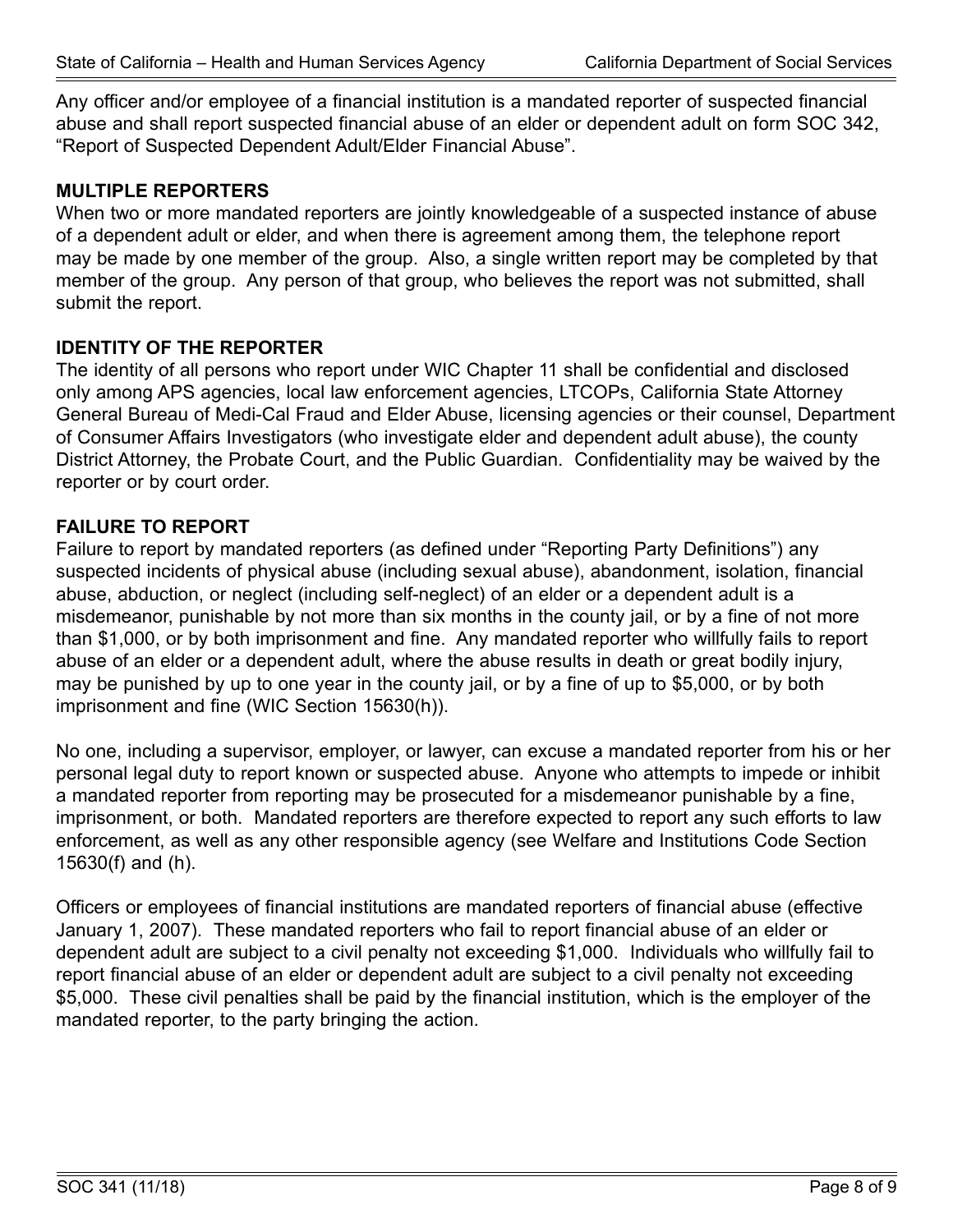Any officer and/or employee of a financial institution is a mandated reporter of suspected financial abuse and shall report suspected financial abuse of an elder or dependent adult on form SOC 342, "Report of Suspected Dependent Adult/Elder Financial Abuse".

## MULTIPLE REPORTERS

When two or more mandated reporters are jointly knowledgeable of a suspected instance of abuse of a dependent adult or elder, and when there is agreement among them, the telephone report may be made by one member of the group. Also, a single written report may be completed by that member of the group. Any person of that group, who believes the report was not submitted, shall submit the report.

## IDENTITY OF THE REPORTER

The identity of all persons who report under WIC Chapter 11 shall be confidential and disclosed only among APS agencies, local law enforcement agencies, LTCOPs, California State Attorney General Bureau of Medi-Cal Fraud and Elder Abuse, licensing agencies or their counsel, Department of Consumer Affairs Investigators (who investigate elder and dependent adult abuse), the county District Attorney, the Probate Court, and the Public Guardian. Confidentiality may be waived by the reporter or by court order.

## FAILURE TO REPORT

Failure to report by mandated reporters (as defined under "Reporting Party Definitions") any suspected incidents of physical abuse (including sexual abuse), abandonment, isolation, financial abuse, abduction, or neglect (including self-neglect) of an elder or a dependent adult is a misdemeanor, punishable by not more than six months in the county jail, or by a fine of not more than $1,000, or by both imprisonment and fine. Any mandated reporter who willfully fails to report abuse of an elder or a dependent adult, where the abuse results in death or great bodily injury, may be punished by up to one year in the county jail, or by a fine of up to $5,000, or by both imprisonment and fine (WIC Section 15630(h)).

No one, including a supervisor, employer, or lawyer, can excuse a mandated reporter from his or her personal legal duty to report known or suspected abuse. Anyone who attempts to impede or inhibit a mandated reporter from reporting may be prosecuted for a misdemeanor punishable by a fine, imprisonment, or both. Mandated reporters are therefore expected to report any such efforts to law enforcement, as well as any other responsible agency (see Welfare and Institutions Code Section 15630(f) and (h).

Officers or employees of financial institutions are mandated reporters of financial abuse (effective January 1, 2007). These mandated reporters who fail to report financial abuse of an elder or dependent adult are subject to a civil penalty not exceeding $1,000. Individuals who willfully fail to report financial abuse of an elder or dependent adult are subject to a civil penalty not exceeding $5,000. These civil penalties shall be paid by the financial institution, which is the employer of the mandated reporter, to the party bringing the action.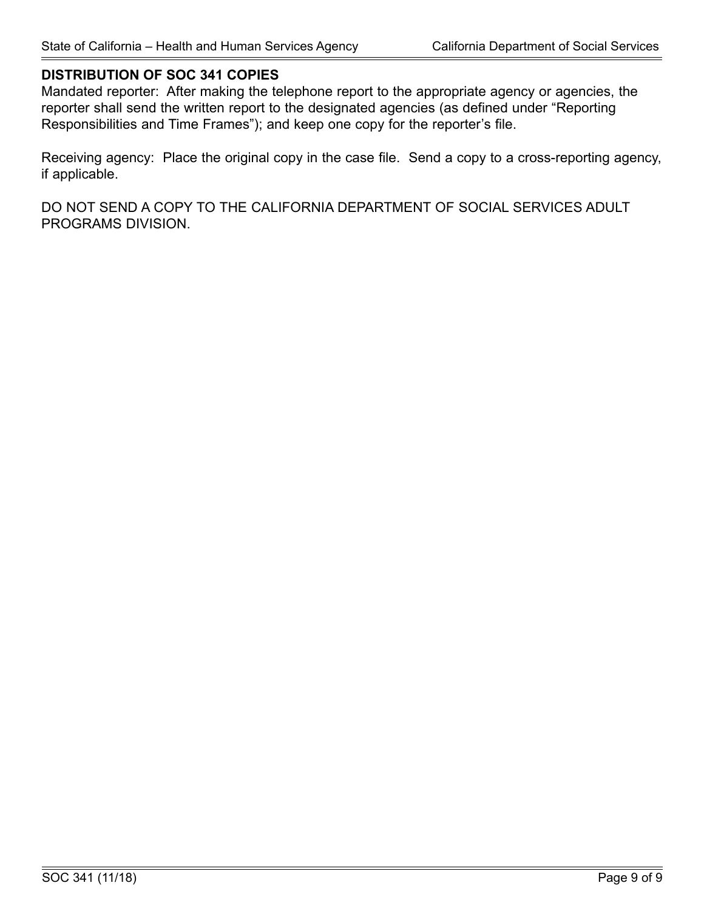**DISTRIBUTION OF SOC 341 COPIES**

Mandated reporter: After making the telephone report to the appropriate agency or agencies, the reporter shall send the written report to the designated agencies (as defined under "Reporting Responsibilities and Time Frames"); and keep one copy for the reporter's file.

Receiving agency: Place the original copy in the case file. Send a copy to a cross-reporting agency, if applicable.

DO NOT SEND A COPY TO THE CALIFORNIA DEPARTMENT OF SOCIAL SERVICES ADULT PROGRAMS DIVISION.